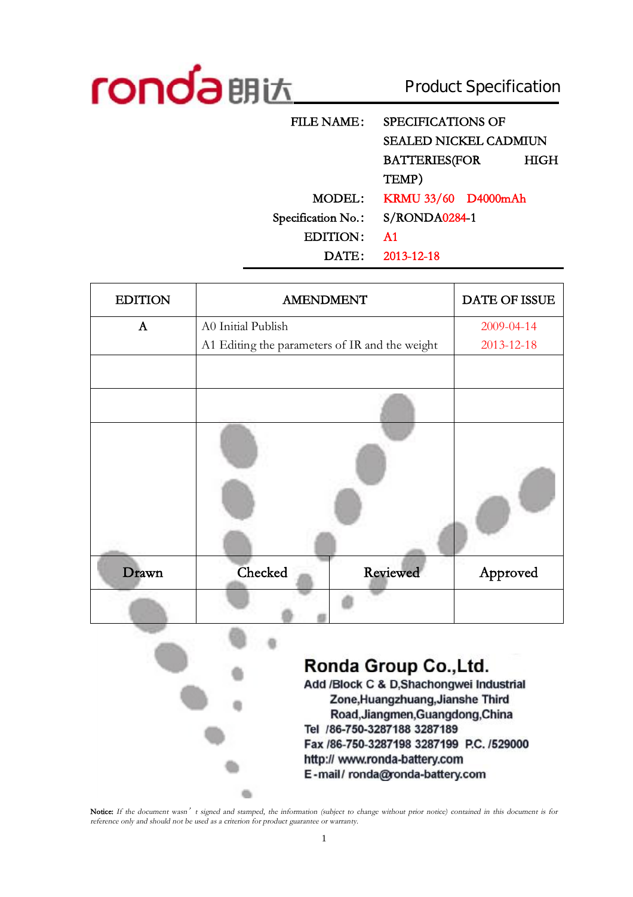ronda 朗达 **Product Specification**

| | |
|---|---|
| FILE NAME: | SPECIFICATIONS OF SEALED NICKEL CADMIUN BATTERIES(FOR HIGH TEMP) |
| MODEL: | KRMU 33/60 D4000mAh |
| Specification No.: | S/RONDA0284-1 |
| EDITION: | A1 |
| DATE: | 2013-12-18 |

| EDITION | AMENDMENT | | DATE OF ISSUE |
|---|---|---|---|
| A | A0 Initial Publish<br>A1 Editing the parameters of IR and the weight | | 2009-04-14<br>2013-12-18 |
| | | | |
| | | | |
| | | | |
| Drawn | Checked | Reviewed | Approved |
| | | | |

**Ronda Group Co.,Ltd.**

Add /Block C & D,Shachongwei Industrial Zone,Huangzhuang,Jianshe Third Road,Jiangmen,Guangdong,China

Tel /86-750-3287188 3287189

Fax /86-750-3287198 3287199 P.C. /529000

http:// www.ronda-battery.com

E-mail/ ronda@ronda-battery.com

**Notice:** *If the document wasn't signed and stamped, the information (subject to change without prior notice) contained in this document is for reference only and should not be used as a criterion for product guarantee or warranty.*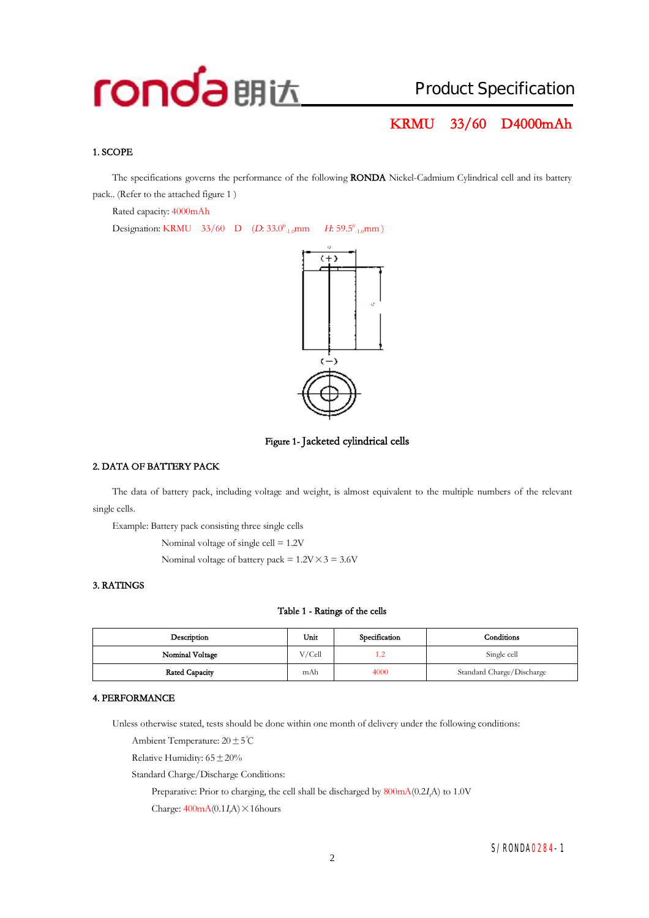# Product Specification

## KRMU 33/60 D4000mAh

### 1. SCOPE

The specifications governs the performance of the following **RONDA** Nickel-Cadmium Cylindrical cell and its battery pack.. (Refer to the attached figure 1 )

Rated capacity: 4000mAh

Designation: KRMU 33/60 D ($D$: 33.0$^{0}_{-1.0}$mm $H$: 59.5$^{0}_{-1.0}$mm )

Figure 1- Jacketed cylindrical cells

### 2. DATA OF BATTERY PACK

The data of battery pack, including voltage and weight, is almost equivalent to the multiple numbers of the relevant single cells.

Example: Battery pack consisting three single cells

Nominal voltage of single cell = 1.2V

Nominal voltage of battery pack = 1.2V × 3 = 3.6V

### 3. RATINGS

Table 1 - Ratings of the cells

| Description | Unit | Specification | Conditions |
|---|---|---|---|
| Nominal Voltage | V/Cell | 1.2 | Single cell |
| Rated Capacity | mAh | 4000 | Standard Charge/Discharge |

### 4. PERFORMANCE

Unless otherwise stated, tests should be done within one month of delivery under the following conditions:

Ambient Temperature: 20±5℃

Relative Humidity: 65±20%

Standard Charge/Discharge Conditions:

Preparative: Prior to charging, the cell shall be discharged by 800mA(0.2$I_t$A) to 1.0V

Charge: 400mA(0.1$I_t$A)×16hours

S/RONDA0284-1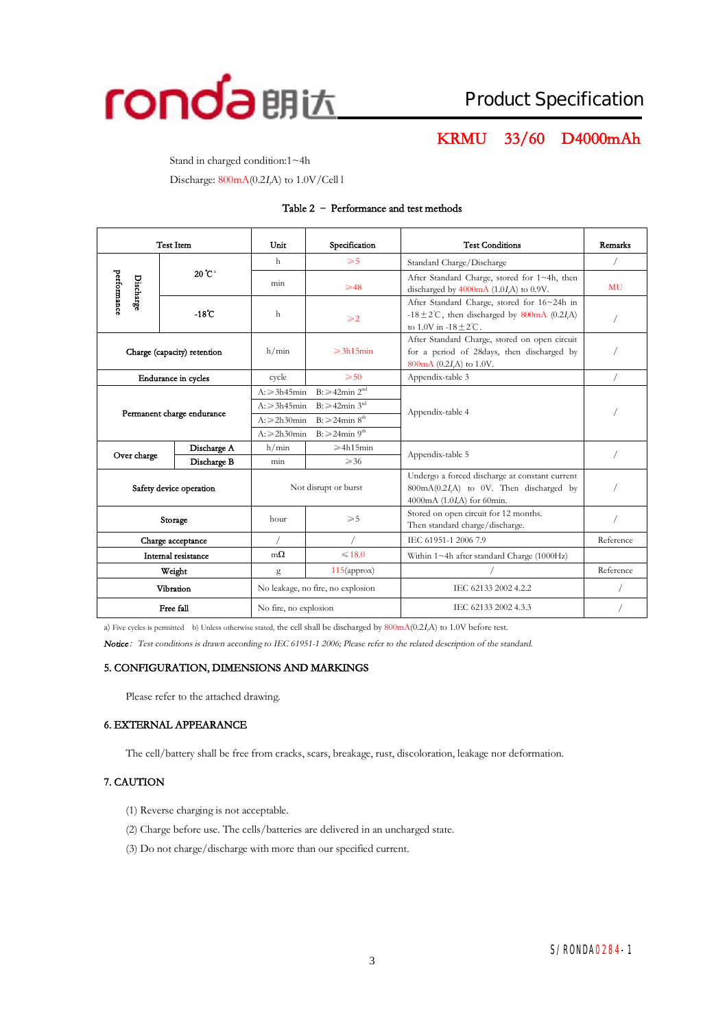Stand in charged condition:1~4h

Discharge: 800mA(0.2$I_t$A) to 1.0V/Cell l

Table 2 – Performance and test methods

| Test Item | | | Unit | Specification | Test Conditions | Remarks |
|---|---|---|---|---|---|---|
| Discharge performance | | 20 ℃ [a] | h | ≥5 | Standard Charge/Discharge | / |
| | | | min | ≥48 | After Standard Charge, stored for 1~4h, then discharged by 4000mA (1.0$I_t$A) to 0.9V. | MU |
| | | -18℃ | h | ≥2 | After Standard Charge, stored for 16~24h in -18±2℃, then discharged by 800mA (0.2$I_t$A) to 1.0V in -18±2℃. | / |
| Charge (capacity) retention | | | h/min | ≥3h15min | After Standard Charge, stored on open circuit for a period of 28days, then discharged by 800mA (0.2$I_t$A) to 1.0V. | / |
| Endurance in cycles | | | cycle | ≥50 | Appendix-table 3 | / |
| Permanent charge endurance | | | A:≥3h45min | B:≥42min 2nd | Appendix-table 4 | / |
| | | | A:≥3h45min | B:≥42min 3rd | | |
| | | | A:≥2h30min | B:≥24min 8th | | |
| | | | A:≥2h30min | B:≥24min 9th | | |
| Over charge | Discharge A | | h/min | ≥4h15min | Appendix-table 5 | / |
| | Discharge B | | min | ≥36 | | |
| Safety device operation | | | Not disrupt or burst | | Undergo a forced discharge at constant current 800mA(0.2$I_t$A) to 0V. Then discharged by 4000mA (1.0$I_t$A) for 60min. | / |
| Storage | | | hour | ≥5 | Stored on open circuit for 12 months. Then standard charge/discharge. | / |
| Charge acceptance | | | / | / | IEC 61951-1 2006 7.9 | Reference |
| Internal resistance | | | mΩ | ≤18.0 | Within 1~4h after standard Charge (1000Hz) | / |
| Weight | | | g | 115(approx) | / | Reference |
| Vibration | | | No leakage, no fire, no explosion | | IEC 62133 2002 4.2.2 | / |
| Free fall | | | No fire, no explosion | | IEC 62133 2002 4.3.3 | / |

a) Five cycles is permitted  b) Unless otherwise stated, the cell shall be discharged by 800mA(0.2$I_t$A) to 1.0V before test.

*Notice: Test conditions is drawn according to IEC 61951-1 2006; Please refer to the related description of the standard.*

## 5. CONFIGURATION, DIMENSIONS AND MARKINGS

Please refer to the attached drawing.

## 6. EXTERNAL APPEARANCE

The cell/battery shall be free from cracks, scars, breakage, rust, discoloration, leakage nor deformation.

## 7. CAUTION

(1) Reverse charging is not acceptable.

(2) Charge before use. The cells/batteries are delivered in an uncharged state.

(3) Do not charge/discharge with more than our specified current.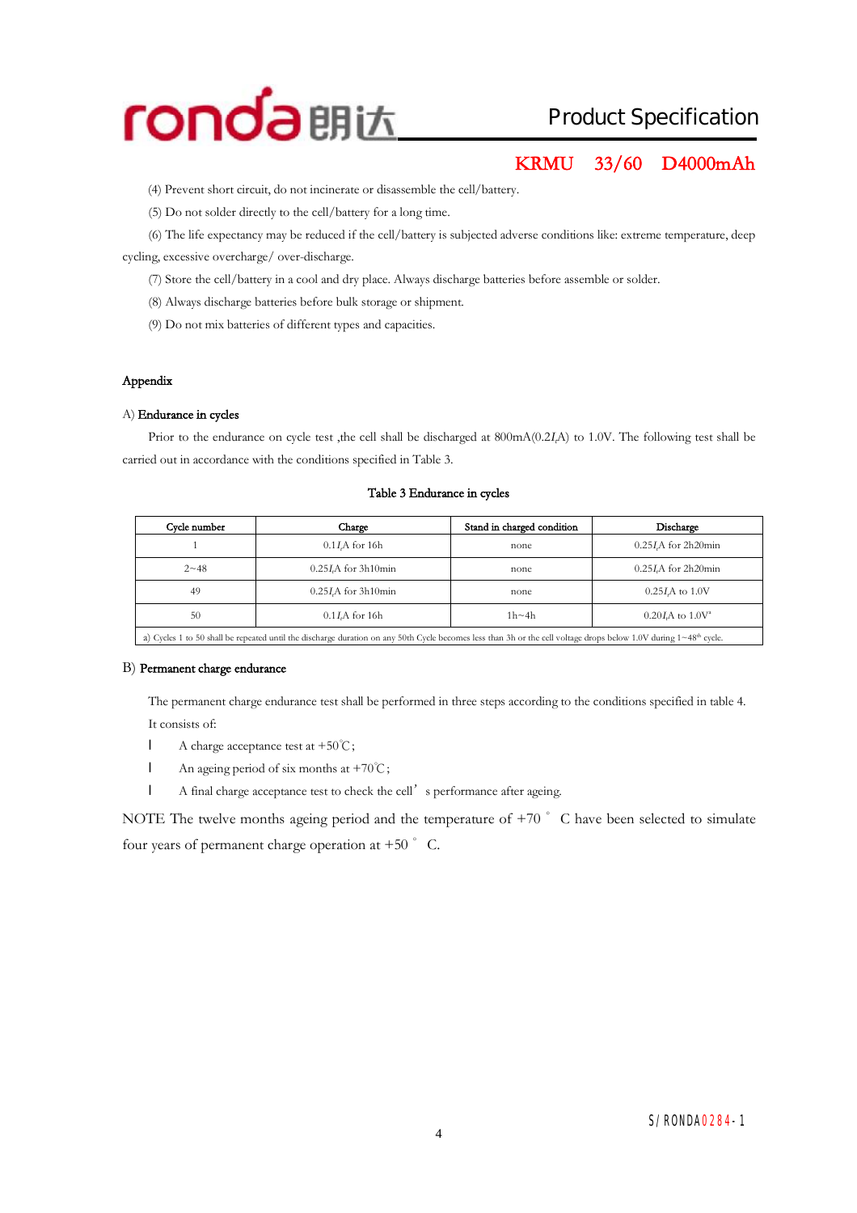(4) Prevent short circuit, do not incinerate or disassemble the cell/battery.

(5) Do not solder directly to the cell/battery for a long time.

(6) The life expectancy may be reduced if the cell/battery is subjected adverse conditions like: extreme temperature, deep cycling, excessive overcharge/ over-discharge.

(7) Store the cell/battery in a cool and dry place. Always discharge batteries before assemble or solder.

(8) Always discharge batteries before bulk storage or shipment.

(9) Do not mix batteries of different types and capacities.

## Appendix

### A) Endurance in cycles

Prior to the endurance on cycle test ,the cell shall be discharged at 800mA(0.2$I_t$A) to 1.0V. The following test shall be carried out in accordance with the conditions specified in Table 3.

Table 3 Endurance in cycles

| Cycle number | Charge | Stand in charged condition | Discharge |
|---|---|---|---|
| 1 | 0.1$I_t$A for 16h | none | 0.25$I_t$A for 2h20min |
| 2~48 | 0.25$I_t$A for 3h10min | none | 0.25$I_t$A for 2h20min |
| 49 | 0.25$I_t$A for 3h10min | none | 0.25$I_t$A to 1.0V |
| 50 | 0.1$I_t$A for 16h | 1h~4h | 0.20$I_t$A to 1.0V[a] |

a) Cycles 1 to 50 shall be repeated until the discharge duration on any 50th Cycle becomes less than 3h or the cell voltage drops below 1.0V during 1~48th cycle.

### B) Permanent charge endurance

The permanent charge endurance test shall be performed in three steps according to the conditions specified in table 4. It consists of:

- A charge acceptance test at +50℃;
- An ageing period of six months at +70℃;
- A final charge acceptance test to check the cell's performance after ageing.

NOTE The twelve months ageing period and the temperature of +70 ° C have been selected to simulate four years of permanent charge operation at +50 ° C.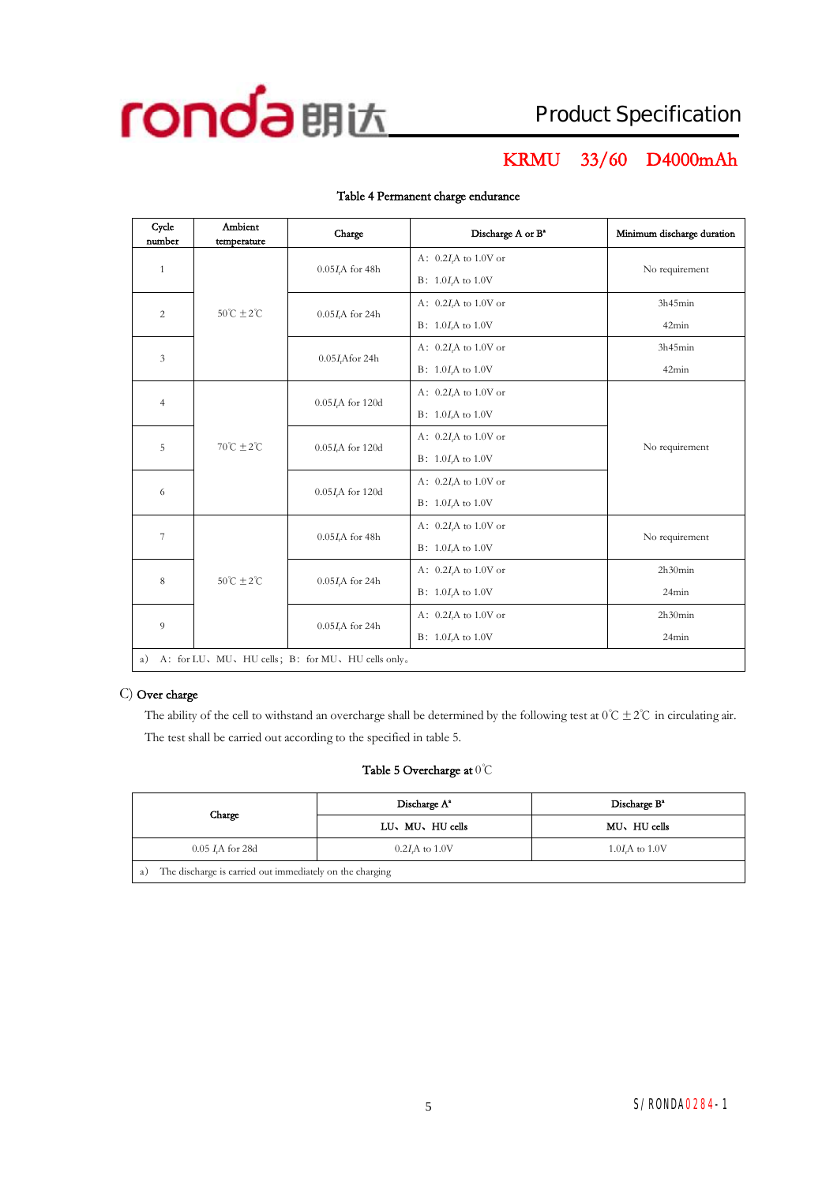Table 4 Permanent charge endurance

| Cycle number | Ambient temperature | Charge | Discharge A or B[a] | Minimum discharge duration |
|---|---|---|---|---|
| 1 | 50℃ ±2℃ | 0.05$I_t$A for 48h | A：0.2$I_t$A to 1.0V or<br>B：1.0$I_t$A to 1.0V | No requirement |
| 2 | | 0.05$I_t$A for 24h | A：0.2$I_t$A to 1.0V or<br>B：1.0$I_t$A to 1.0V | 3h45min<br>42min |
| 3 | | 0.05$I_t$Afor 24h | A：0.2$I_t$A to 1.0V or<br>B：1.0$I_t$A to 1.0V | 3h45min<br>42min |
| 4 | 70℃ ±2℃ | 0.05$I_t$A for 120d | A：0.2$I_t$A to 1.0V or<br>B：1.0$I_t$A to 1.0V | No requirement |
| 5 | | 0.05$I_t$A for 120d | A：0.2$I_t$A to 1.0V or<br>B：1.0$I_t$A to 1.0V | |
| 6 | | 0.05$I_t$A for 120d | A：0.2$I_t$A to 1.0V or<br>B：1.0$I_t$A to 1.0V | |
| 7 | 50℃ ±2℃ | 0.05$I_t$A for 48h | A：0.2$I_t$A to 1.0V or<br>B：1.0$I_t$A to 1.0V | No requirement |
| 8 | | 0.05$I_t$A for 24h | A：0.2$I_t$A to 1.0V or<br>B：1.0$I_t$A to 1.0V | 2h30min<br>24min |
| 9 | | 0.05$I_t$A for 24h | A：0.2$I_t$A to 1.0V or<br>B：1.0$I_t$A to 1.0V | 2h30min<br>24min |

a) A：for LU、MU、HU cells；B：for MU、HU cells only。

C) Over charge

The ability of the cell to withstand an overcharge shall be determined by the following test at 0℃ ±2℃ in circulating air. The test shall be carried out according to the specified in table 5.

Table 5 Overcharge at 0℃

| Charge | Discharge A[a] | Discharge B[a] |
|---|---|---|
| | LU、MU、HU cells | MU、HU cells |
| 0.05 $I_t$A for 28d | 0.2$I_t$A to 1.0V | 1.0$I_t$A to 1.0V |

a) The discharge is carried out immediately on the charging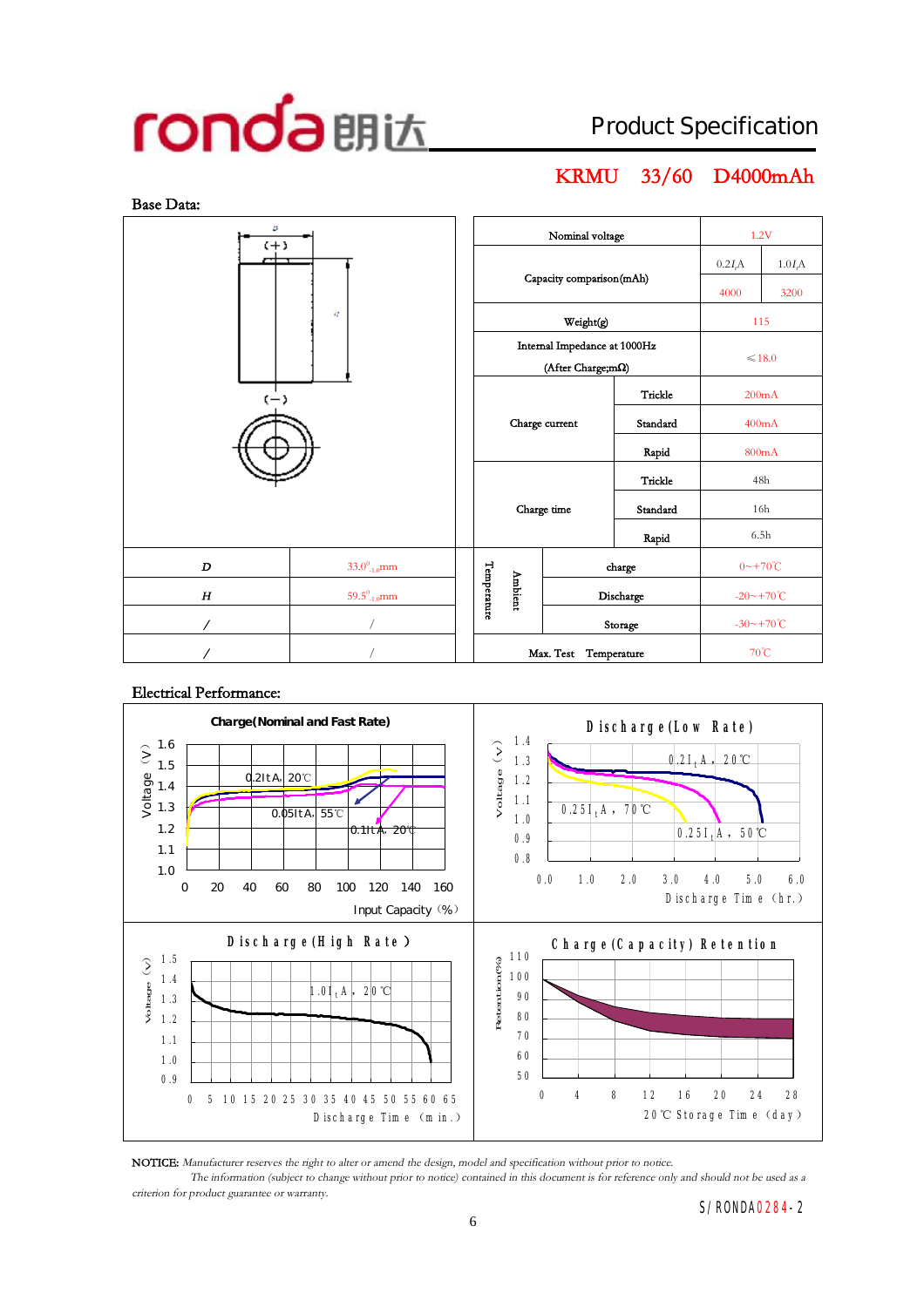ronda 朗达 — Product Specification

## KRMU 33/60 D4000mAh

### Base Data:

| | | | | | |
|---|---|---|---|---|---|
| | | Nominal voltage | | | 1.2V |
| | | Capacity comparison(mAh) | | 0.2$I_t$A | 1.0$I_t$A |
| | | | | 4000 | 3200 |
| | | Weight(g) | | | 115 |
| | | Internal Impedance at 1000Hz (After Charge;mΩ) | | | ≤18.0 |
| | | Charge current | Trickle | | 200mA |
| | | | Standard | | 400mA |
| | | | Rapid | | 800mA |
| | | Charge time | Trickle | | 48h |
| | | | Standard | | 16h |
| | | | Rapid | | 6.5h |
| D | $33.0^{0}_{-1.0}$mm | Temperature Ambient | charge | | 0~+70℃ |
| H | $59.5^{0}_{-1.0}$mm | | Discharge | | -20~+70℃ |
| / | / | | Storage | | -30~+70℃ |
| / | / | Max. Test Temperature | | | 70℃ |

### Electrical Performance:

**Charge(Nominal and Fast Rate)** — Voltage (V) vs Input Capacity (%); curves: 0.2ItA, 20℃; 0.05ItA, 55℃; 0.1ItA, 20℃

**Discharge(Low Rate)** — Voltage (V) vs Discharge Time (hr.); curves: 0.2$I_t$A, 20℃; 0.25$I_t$A, 70℃; 0.25$I_t$A, 50℃

**Discharge(High Rate)** — Voltage (V) vs Discharge Time (min.); curve: 1.0$I_t$A, 20℃

**Charge(Capacity) Retention** — Retention(%) vs 20℃ Storage Time (day)

NOTICE: *Manufacturer reserves the right to alter or amend the design, model and specification without prior to notice.*
*The information (subject to change without prior to notice) contained in this document is for reference only and should not be used as a criterion for product guarantee or warranty.*

S/RONDA0284-2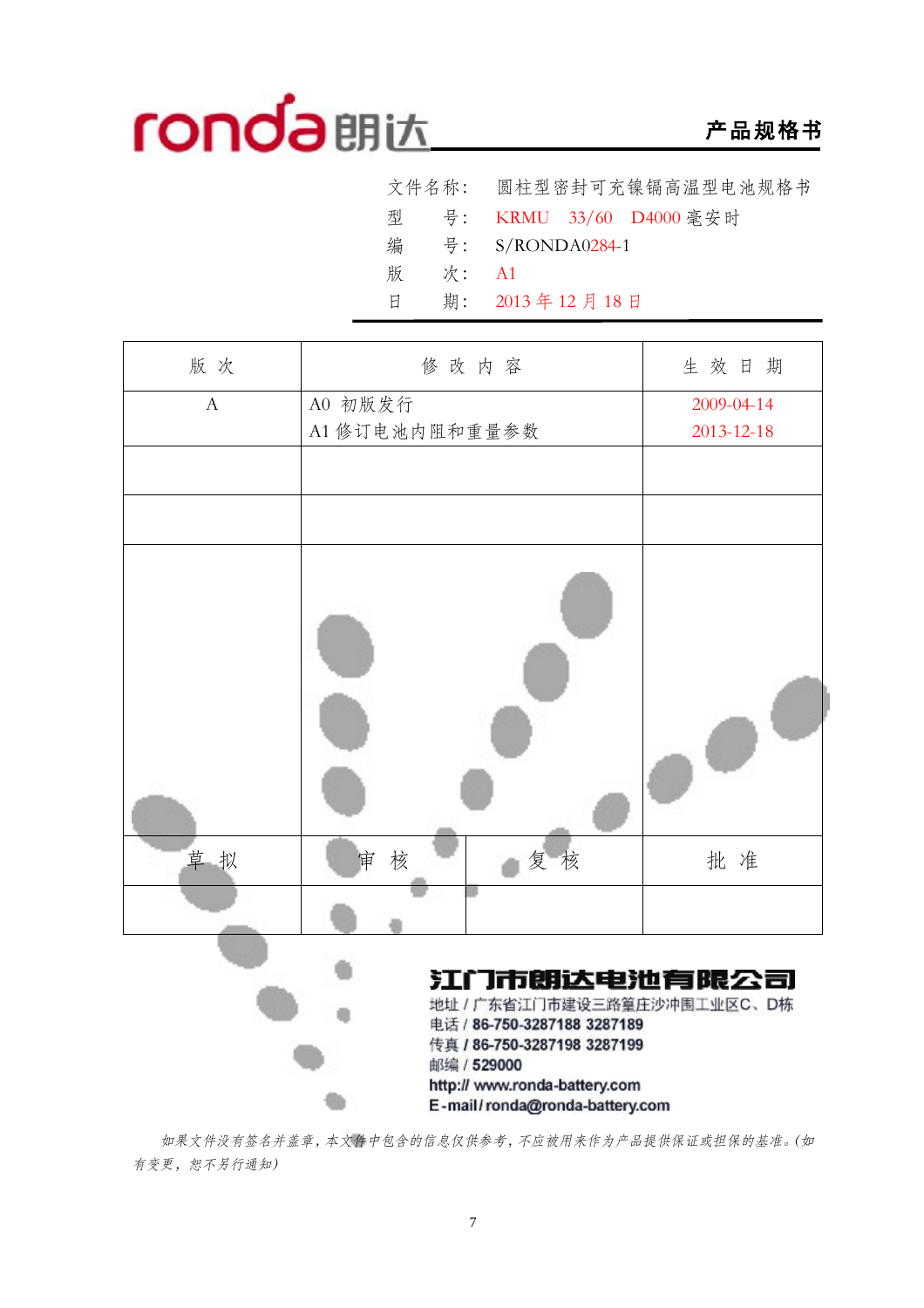ronda朗达 **产品规格书**

文件名称： 圆柱型密封可充镍镉高温型电池规格书

型　　号： KRMU　33/60　D4000 毫安时

编　　号： S/RONDA0284-1

版　　次： A1

日　　期： 2013 年 12 月 18 日

| 版 次 | 修 改 内 容 | 生 效 日 期 |
|---|---|---|
| A | A0 初版发行<br>A1 修订电池内阻和重量参数 | 2009-04-14<br>2013-12-18 |
| | | |
| | | |
| | | |

| 草 拟 | 审 核 | 复 核 | 批 准 |
|---|---|---|---|
| | | | |

**江门市朗达电池有限公司**

地址 / 广东省江门市建设三路篁庄沙冲围工业区C、D栋

电话 / 86-750-3287188 3287189

传真 / 86-750-3287198 3287199

邮编 / 529000

http:// www.ronda-battery.com

E-mail / ronda@ronda-battery.com

*如果文件没有签名并盖章，本文件中包含的信息仅供参考，不应被用来作为产品提供保证或担保的基准。(如有变更，恕不另行通知)*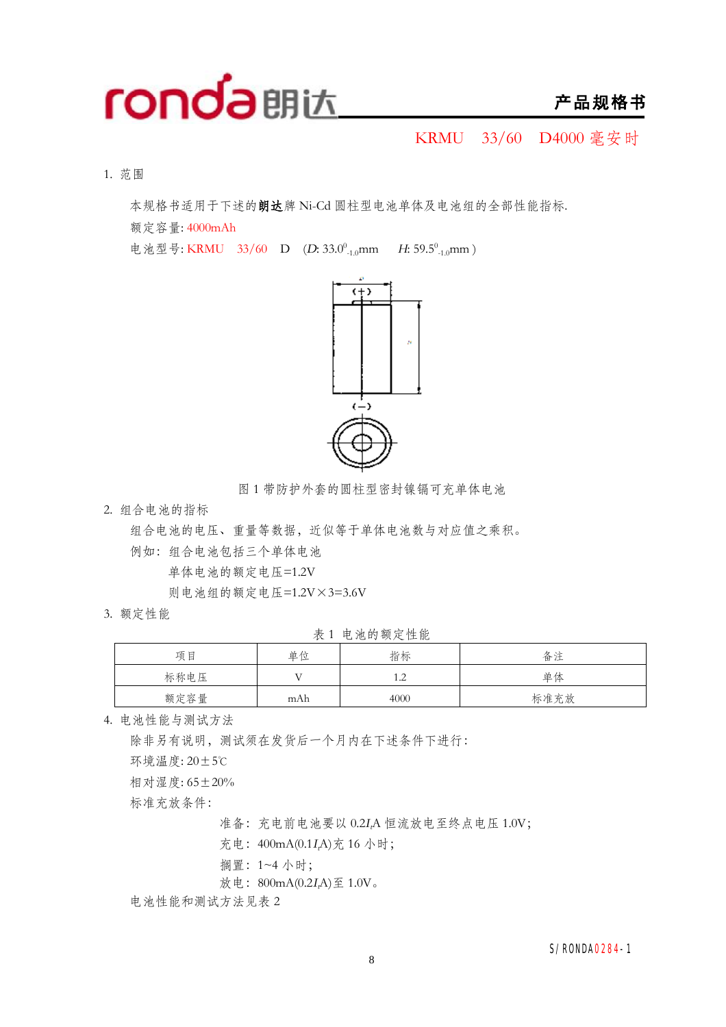KRMU　33/60　D4000 毫安时

## 1. 范围

本规格书适用于下述的**朗达**牌 Ni-Cd 圆柱型电池单体及电池组的全部性能指标.

额定容量: 4000mAh

电池型号: KRMU　33/60　D　($D$: $33.0^{0}_{-1.0}$mm　$H$: $59.5^{0}_{-1.0}$mm )

图 1 带防护外套的圆柱型密封镍镉可充单体电池

## 2. 组合电池的指标

组合电池的电压、重量等数据，近似等于单体电池数与对应值之乘积。

例如：组合电池包括三个单体电池

单体电池的额定电压=1.2V

则电池组的额定电压=1.2V×3=3.6V

## 3. 额定性能

表 1 电池的额定性能

| 项目 | 单位 | 指标 | 备注 |
|---|---|---|---|
| 标称电压 | V | 1.2 | 单体 |
| 额定容量 | mAh | 4000 | 标准充放 |

## 4. 电池性能与测试方法

除非另有说明，测试须在发货后一个月内在下述条件下进行：

环境温度: 20±5℃

相对湿度: 65±20%

标准充放条件：

准备：充电前电池要以 $0.2I_t$A 恒流放电至终点电压 1.0V；

充电：400mA($0.1I_t$A)充 16 小时；

搁置：1~4 小时；

放电：800mA($0.2I_t$A)至 1.0V。

电池性能和测试方法见表 2

S/RONDA0284-1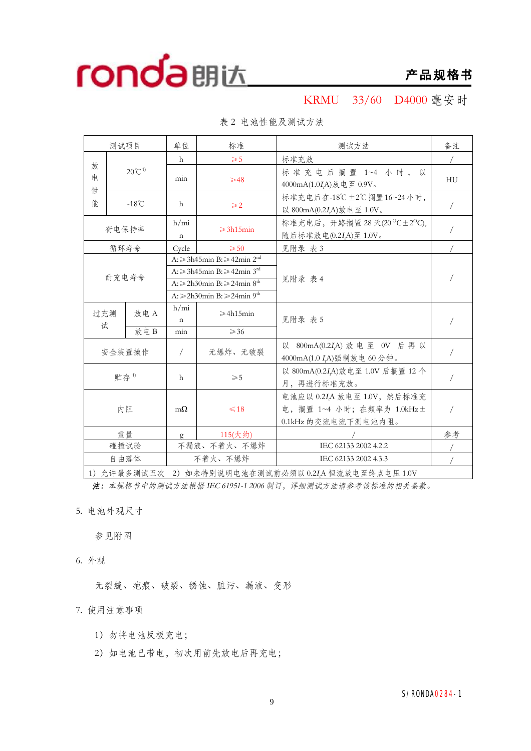KRMU 33/60 D4000 毫安时

表 2 电池性能及测试方法

| 测试项目 | | | 单位 | 标准 | 测试方法 | 备注 |
|---|---|---|---|---|---|---|
| 放电性能 | 20℃[1] | | h | ≥5 | 标准充放 | / |
| | | | min | ≥48 | 标准充电后搁置 1~4 小时，以 4000mA(1.0$I_t$A)放电至 0.9V。 | HU |
| | -18℃ | | h | ≥2 | 标准充电后在-18℃±2℃搁置16~24小时，以 800mA(0.2$I_t$A)放电至 1.0V。 | / |
| 荷电保持率 | | | h/min | ≥3h15min | 标准充电后，开路搁置 28 天(20℃±2℃)，随后标准放电(0.2$I_t$A)至 1.0V。 | / |
| 循环寿命 | | | Cycle | ≥50 | 见附录 表 3 | / |
| 耐充电寿命 | | | A:≥3h45min B:≥42min 2nd | | 见附录 表 4 | / |
| | | | A:≥3h45min B:≥42min 3rd | | | |
| | | | A:≥2h30min B:≥24min 8th | | | |
| | | | A:≥2h30min B:≥24min 9th | | | |
| 过充测试 | 放电 A | | h/min | ≥4h15min | 见附录 表 5 | / |
| | 放电 B | | min | ≥36 | | |
| 安全装置操作 | | | / | 无爆炸、无破裂 | 以 800mA(0.2$I_t$A) 放电至 0V 后再以 4000mA(1.0 $I_t$A)强制放电 60 分钟。 | / |
| 贮存[1] | | | h | ≥5 | 以 800mA(0.2$I_t$A)放电至 1.0V 后搁置 12 个月，再进行标准充放。 | / |
| 内阻 | | | mΩ | ≤18 | 电池应以 0.2$I_t$A 放电至 1.0V，然后标准充电，搁置 1~4 小时；在频率为 1.0kHz±0.1kHz 的交流电流下测电池内阻。 | / |
| 重量 | | | g | 115(大约) | / | 参考 |
| 碰撞试验 | | | 不漏液、不着火、不爆炸 | | IEC 62133 2002 4.2.2 | / |
| 自由落体 | | | 不着火、不爆炸 | | IEC 62133 2002 4.3.3 | / |
| 1） 允许最多测试五次 2） 如未特别说明电池在测试前必须以 0.2$I_t$A 恒流放电至终点电压 1.0V | | | | | | |

*注：本规格书中的测试方法根据 IEC 61951-1 2006 制订，详细测试方法请参考该标准的相关条款。*

5. 电池外观尺寸

参见附图

6. 外观

无裂缝、疤痕、破裂、锈蚀、脏污、漏液、变形

7. 使用注意事项

1）勿将电池反极充电；

2）如电池已带电，初次用前先放电后再充电；

S/RONDA0284-1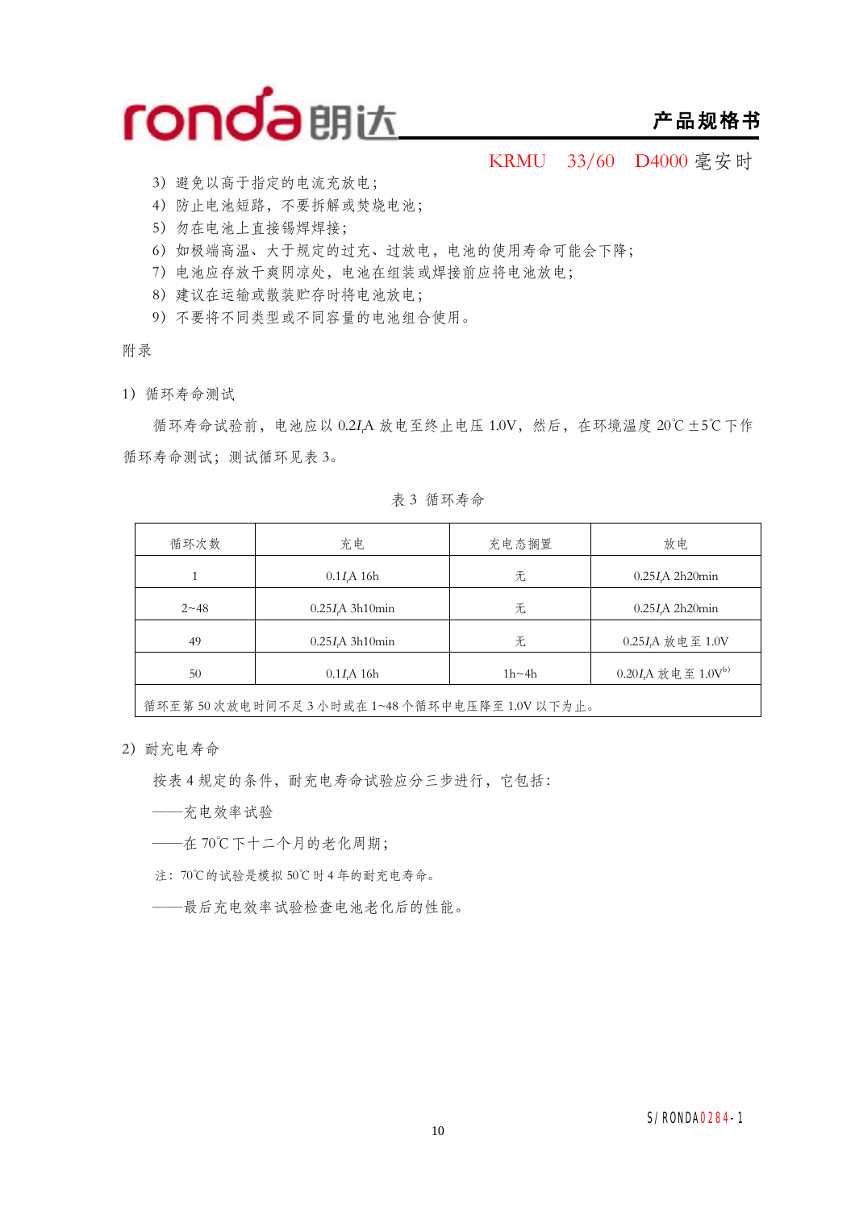3）避免以高于指定的电流充放电；

4）防止电池短路，不要拆解或焚烧电池；

5）勿在电池上直接锡焊焊接；

6）如极端高温、大于规定的过充、过放电，电池的使用寿命可能会下降；

7）电池应存放干爽阴凉处，电池在组装或焊接前应将电池放电；

8）建议在运输或散装贮存时将电池放电；

9）不要将不同类型或不同容量的电池组合使用。

附录

1）循环寿命测试

循环寿命试验前，电池应以 0.2$I_t$A 放电至终止电压 1.0V，然后，在环境温度 20℃ ±5℃ 下作循环寿命测试；测试循环见表 3。

表 3 循环寿命

| 循环次数 | 充电 | 充电态搁置 | 放电 |
|---|---|---|---|
| 1 | 0.1$I_t$A 16h | 无 | 0.25$I_t$A 2h20min |
| 2~48 | 0.25$I_t$A 3h10min | 无 | 0.25$I_t$A 2h20min |
| 49 | 0.25$I_t$A 3h10min | 无 | 0.25$I_t$A 放电至 1.0V |
| 50 | 0.1$I_t$A 16h | 1h~4h | 0.20$I_t$A 放电至 1.0V[b] |
| 循环至第 50 次放电时间不足 3 小时或在 1~48 个循环中电压降至 1.0V 以下为止。 | | | |

2）耐充电寿命

按表 4 规定的条件，耐充电寿命试验应分三步进行，它包括：

——充电效率试验

——在 70℃ 下十二个月的老化周期；

注：70℃ 的试验是模拟 50℃ 时 4 年的耐充电寿命。

——最后充电效率试验检查电池老化后的性能。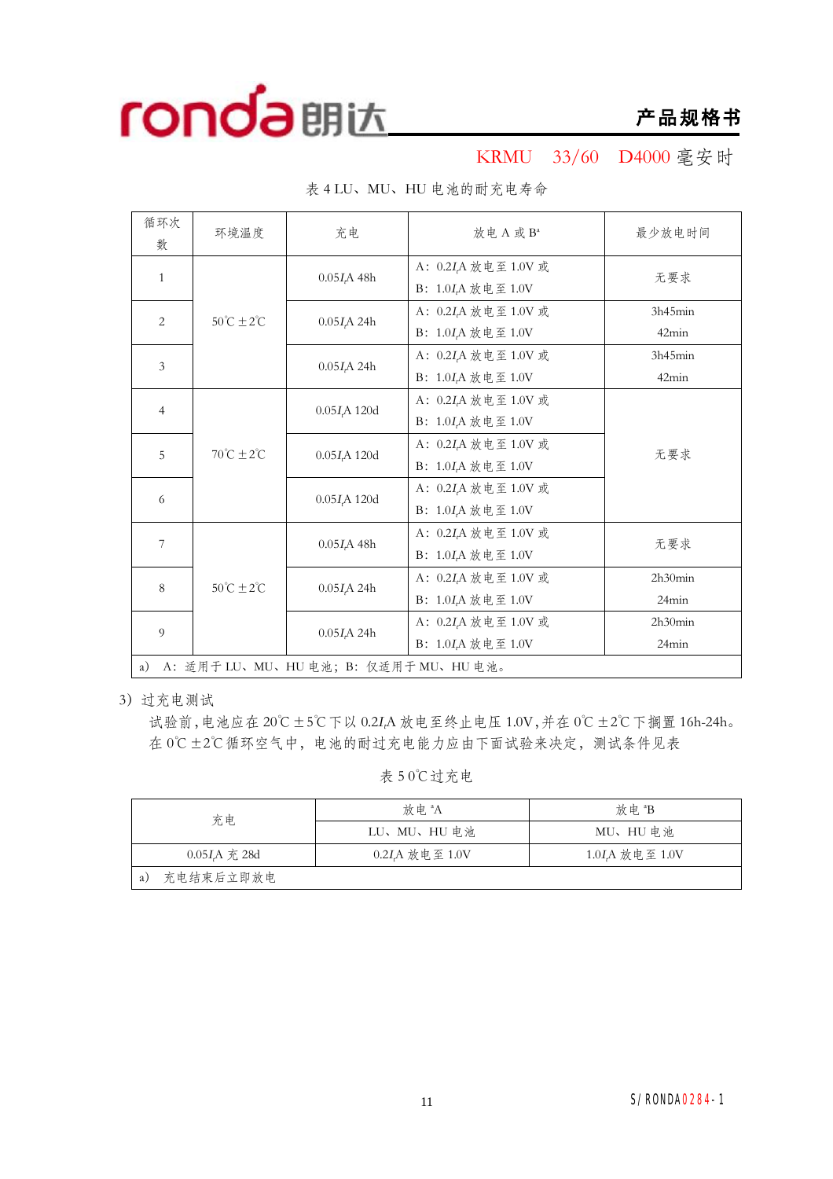表 4 LU、MU、HU 电池的耐充电寿命

| 循环次数 | 环境温度 | 充电 | 放电 A 或 B[a] | 最少放电时间 |
|---|---|---|---|---|
| 1 | 50℃±2℃ | $0.05I_t$A 48h | A：$0.2I_t$A 放电至 1.0V 或<br>B：$1.0I_t$A 放电至 1.0V | 无要求 |
| 2 | | $0.05I_t$A 24h | A：$0.2I_t$A 放电至 1.0V 或<br>B：$1.0I_t$A 放电至 1.0V | 3h45min<br>42min |
| 3 | | $0.05I_t$A 24h | A：$0.2I_t$A 放电至 1.0V 或<br>B：$1.0I_t$A 放电至 1.0V | 3h45min<br>42min |
| 4 | 70℃±2℃ | $0.05I_t$A 120d | A：$0.2I_t$A 放电至 1.0V 或<br>B：$1.0I_t$A 放电至 1.0V | 无要求 |
| 5 | | $0.05I_t$A 120d | A：$0.2I_t$A 放电至 1.0V 或<br>B：$1.0I_t$A 放电至 1.0V | |
| 6 | | $0.05I_t$A 120d | A：$0.2I_t$A 放电至 1.0V 或<br>B：$1.0I_t$A 放电至 1.0V | |
| 7 | 50℃±2℃ | $0.05I_t$A 48h | A：$0.2I_t$A 放电至 1.0V 或<br>B：$1.0I_t$A 放电至 1.0V | 无要求 |
| 8 | | $0.05I_t$A 24h | A：$0.2I_t$A 放电至 1.0V 或<br>B：$1.0I_t$A 放电至 1.0V | 2h30min<br>24min |
| 9 | | $0.05I_t$A 24h | A：$0.2I_t$A 放电至 1.0V 或<br>B：$1.0I_t$A 放电至 1.0V | 2h30min<br>24min |
| a) A：适用于 LU、MU、HU 电池；B：仅适用于 MU、HU 电池。 | | | | |

3）过充电测试

试验前，电池应在 20℃±5℃下以 $0.2I_t$A 放电至终止电压 1.0V，并在 0℃±2℃下搁置 16h-24h。在 0℃±2℃循环空气中，电池的耐过充电能力应由下面试验来决定，测试条件见表

表 5 0℃过充电

| 充电 | 放电[a]A | 放电[a]B |
|---|---|---|
| | LU、MU、HU 电池 | MU、HU 电池 |
| $0.05I_t$A 充 28d | $0.2I_t$A 放电至 1.0V | $1.0I_t$A 放电至 1.0V |
| a) 充电结束后立即放电 | | |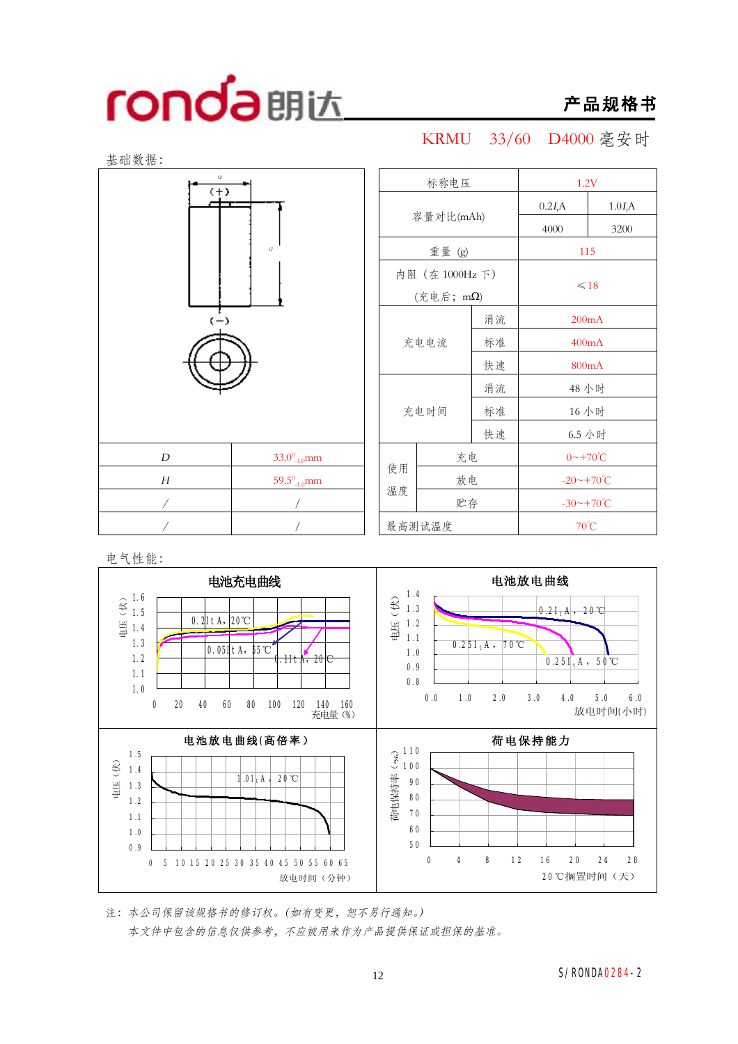ronda朗达 **产品规格书**

## KRMU 33/60 D4000 毫安时

基础数据:

| | |
|---|---|
| *D* | $33.0^{0}_{-1.0}$mm |
| *H* | $59.5^{0}_{-1.0}$mm |
| / | / |
| / | / |

| | | |
|---|---|---|
| 标称电压 | | 1.2V |
| 容量对比(mAh) | 0.2$I_t$A | 1.0$I_t$A |
| | 4000 | 3200 |
| 重量 (g) | | 115 |
| 内阻（在 1000Hz 下）(充电后；mΩ) | | ≤18 |
| 充电电流 | 涓流 | 200mA |
| | 标准 | 400mA |
| | 快速 | 800mA |
| 充电时间 | 涓流 | 48 小时 |
| | 标准 | 16 小时 |
| | 快速 | 6.5 小时 |
| 使用温度 | 充电 | 0~+70℃ |
| | 放电 | -20~+70℃ |
| | 贮存 | -30~+70℃ |
| 最高测试温度 | | 70℃ |

电气性能:

**电池充电曲线**

电压（伏）
1.6 1.5 1.4 1.3 1.2 1.1 1.0
0.2ItA，20℃
0.05ItA，55℃
0.1ItA，20℃
0 20 40 60 80 100 120 140 160
充电量（%）

**电池放电曲线**

电压（伏）
1.4 1.3 1.2 1.1 1.0 0.9 0.8
0.2ItA，20℃
0.25ItA，70℃
0.25ItA，50℃
0.0 1.0 2.0 3.0 4.0 5.0 6.0
放电时间(小时)

**电池放电曲线(高倍率)**

电压（伏）
1.5 1.4 1.3 1.2 1.1 1.0 0.9
1.0ItA，20℃
0 5 10 15 20 25 30 35 40 45 50 55 60 65
放电时间（分钟）

**荷电保持能力**

荷电保持率（%）
110 100 90 80 70 60 50
0 4 8 12 16 20 24 28
20℃搁置时间（天）

注：本公司保留该规格书的修订权。(如有变更，恕不另行通知。)

本文件中包含的信息仅供参考，不应被用来作为产品提供保证或担保的基准。

S/RONDA0284-2